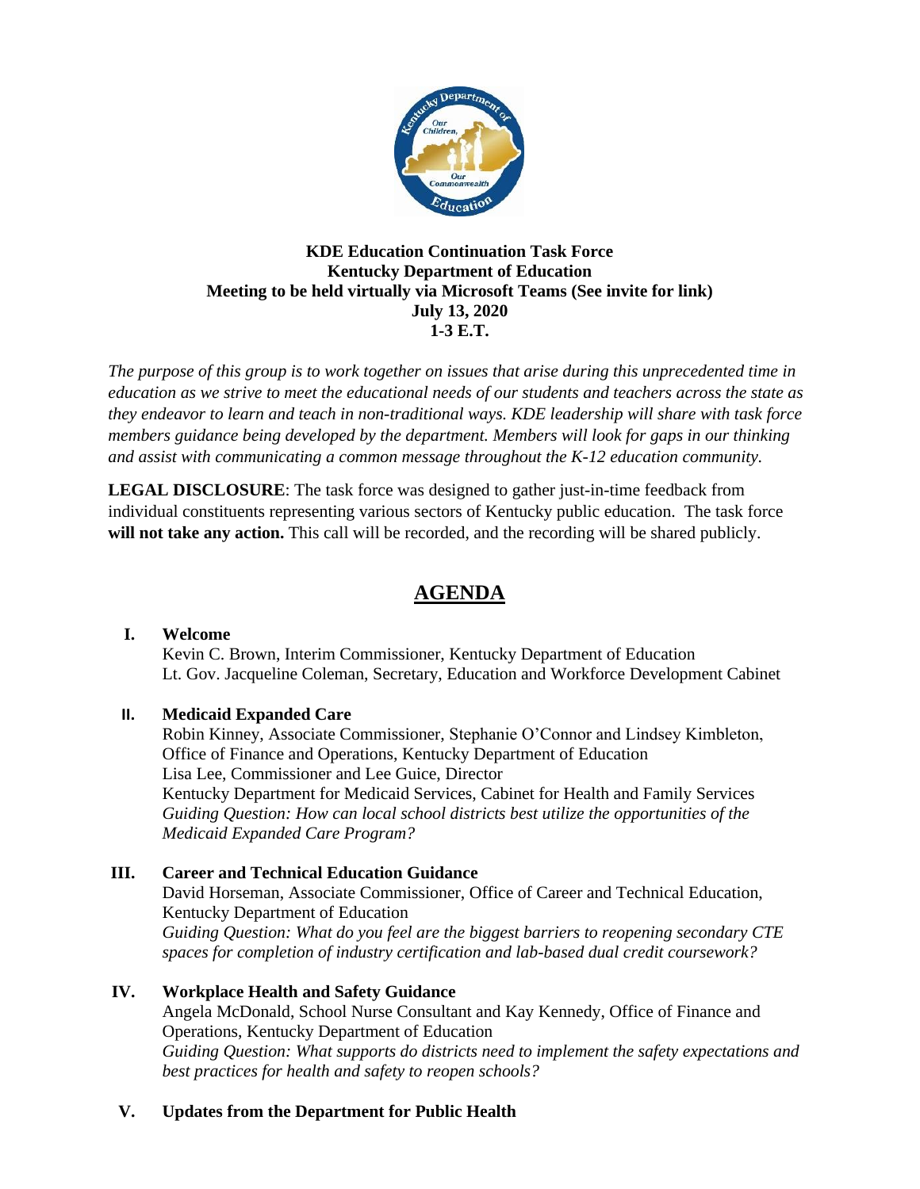**KDE Education Continuation Task Force**
**Kentucky Department of Education**
**Meeting to be held virtually via Microsoft Teams (See invite for link)**
**July 13, 2020**
**1-3 E.T.**

*The purpose of this group is to work together on issues that arise during this unprecedented time in education as we strive to meet the educational needs of our students and teachers across the state as they endeavor to learn and teach in non-traditional ways. KDE leadership will share with task force members guidance being developed by the department. Members will look for gaps in our thinking and assist with communicating a common message throughout the K-12 education community.*

**LEGAL DISCLOSURE**: The task force was designed to gather just-in-time feedback from individual constituents representing various sectors of Kentucky public education. The task force **will not take any action.** This call will be recorded, and the recording will be shared publicly.

# AGENDA

**I. Welcome**
Kevin C. Brown, Interim Commissioner, Kentucky Department of Education
Lt. Gov. Jacqueline Coleman, Secretary, Education and Workforce Development Cabinet

**II. Medicaid Expanded Care**
Robin Kinney, Associate Commissioner, Stephanie O'Connor and Lindsey Kimbleton, Office of Finance and Operations, Kentucky Department of Education
Lisa Lee, Commissioner and Lee Guice, Director
Kentucky Department for Medicaid Services, Cabinet for Health and Family Services
*Guiding Question: How can local school districts best utilize the opportunities of the Medicaid Expanded Care Program?*

**III. Career and Technical Education Guidance**
David Horseman, Associate Commissioner, Office of Career and Technical Education, Kentucky Department of Education
*Guiding Question: What do you feel are the biggest barriers to reopening secondary CTE spaces for completion of industry certification and lab-based dual credit coursework?*

**IV. Workplace Health and Safety Guidance**
Angela McDonald, School Nurse Consultant and Kay Kennedy, Office of Finance and Operations, Kentucky Department of Education
*Guiding Question: What supports do districts need to implement the safety expectations and best practices for health and safety to reopen schools?*

**V. Updates from the Department for Public Health**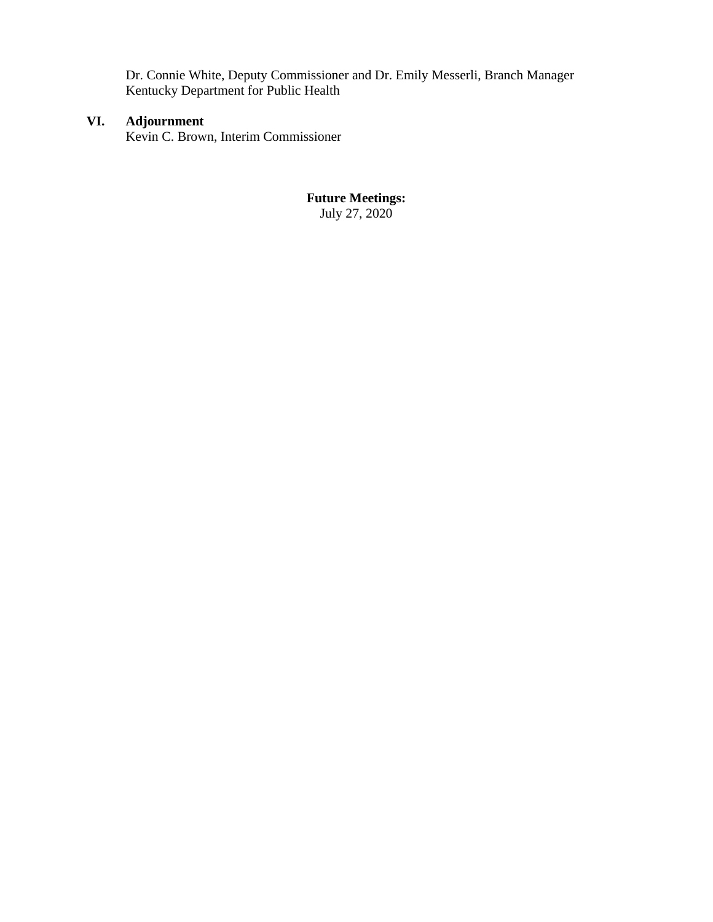Dr. Connie White, Deputy Commissioner and Dr. Emily Messerli, Branch Manager
Kentucky Department for Public Health

**VI. Adjournment**
Kevin C. Brown, Interim Commissioner

**Future Meetings:**
July 27, 2020